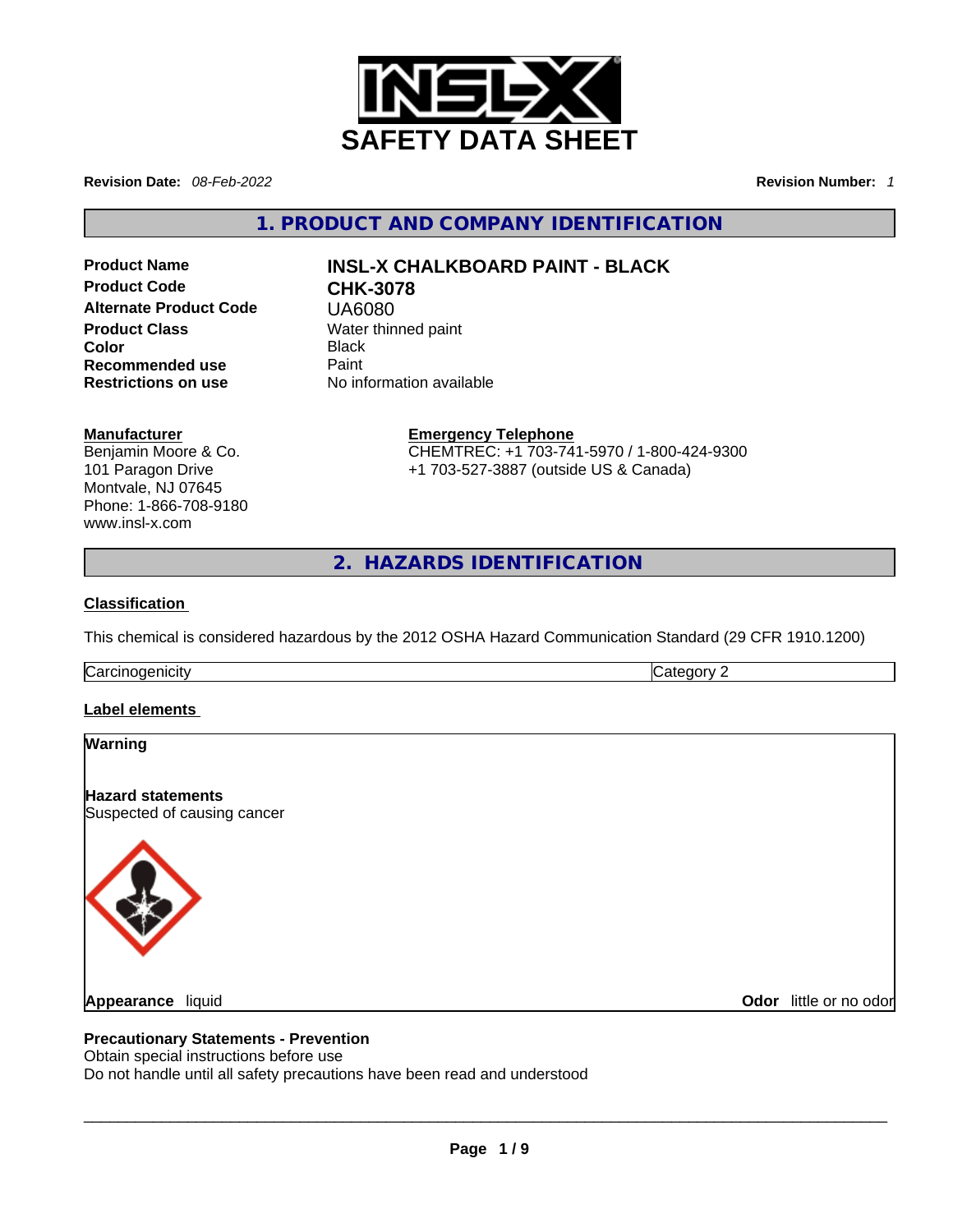# SAFETY DATA SHEET

**Revision Date:** *08-Feb-2022* **Revision Number:** *1*

## 1. PRODUCT AND COMPANY IDENTIFICATION

| | |
|---|---|
| **Product Name** | **INSL-X CHALKBOARD PAINT - BLACK** |
| **Product Code** | **CHK-3078** |
| **Alternate Product Code** | UA6080 |
| **Product Class** | Water thinned paint |
| **Color** | Black |
| **Recommended use** | Paint |
| **Restrictions on use** | No information available |

**Manufacturer**
Benjamin Moore & Co.
101 Paragon Drive
Montvale, NJ 07645
Phone: 1-866-708-9180
www.insl-x.com

**Emergency Telephone**
CHEMTREC: +1 703-741-5970 / 1-800-424-9300
+1 703-527-3887 (outside US & Canada)

## 2. HAZARDS IDENTIFICATION

**Classification**

This chemical is considered hazardous by the 2012 OSHA Hazard Communication Standard (29 CFR 1910.1200)

| Carcinogenicity | Category 2 |
|---|---|

**Label elements**

**Warning**

**Hazard statements**
Suspected of causing cancer

**Appearance** liquid **Odor** little or no odor

**Precautionary Statements - Prevention**
Obtain special instructions before use
Do not handle until all safety precautions have been read and understood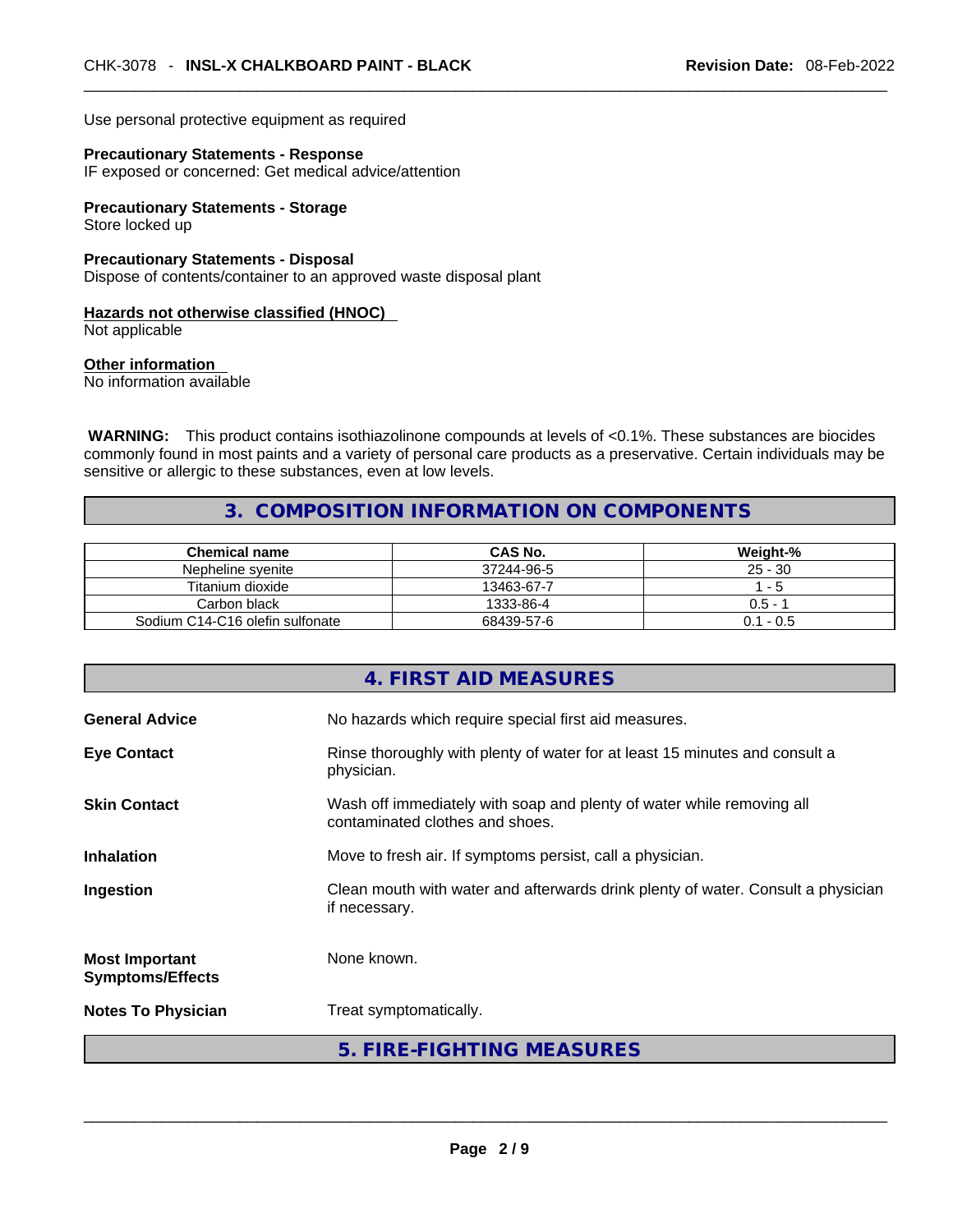Use personal protective equipment as required

**Precautionary Statements - Response**
IF exposed or concerned: Get medical advice/attention

**Precautionary Statements - Storage**
Store locked up

**Precautionary Statements - Disposal**
Dispose of contents/container to an approved waste disposal plant

**Hazards not otherwise classified (HNOC)**
Not applicable

**Other information**
No information available

**WARNING:** This product contains isothiazolinone compounds at levels of <0.1%. These substances are biocides commonly found in most paints and a variety of personal care products as a preservative. Certain individuals may be sensitive or allergic to these substances, even at low levels.

## 3. COMPOSITION INFORMATION ON COMPONENTS

| Chemical name | CAS No. | Weight-% |
|---|---|---|
| Nepheline syenite | 37244-96-5 | 25 - 30 |
| Titanium dioxide | 13463-67-7 | 1 - 5 |
| Carbon black | 1333-86-4 | 0.5 - 1 |
| Sodium C14-C16 olefin sulfonate | 68439-57-6 | 0.1 - 0.5 |

## 4. FIRST AID MEASURES

**General Advice**
No hazards which require special first aid measures.

**Eye Contact**
Rinse thoroughly with plenty of water for at least 15 minutes and consult a physician.

**Skin Contact**
Wash off immediately with soap and plenty of water while removing all contaminated clothes and shoes.

**Inhalation**
Move to fresh air. If symptoms persist, call a physician.

**Ingestion**
Clean mouth with water and afterwards drink plenty of water. Consult a physician if necessary.

**Most Important Symptoms/Effects**
None known.

**Notes To Physician**
Treat symptomatically.

## 5. FIRE-FIGHTING MEASURES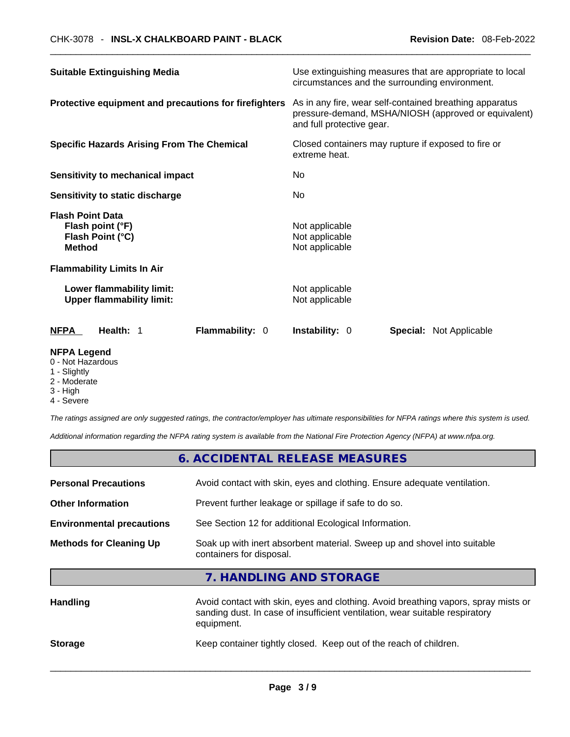| | |
|---|---|
| **Suitable Extinguishing Media** | Use extinguishing measures that are appropriate to local circumstances and the surrounding environment. |
| **Protective equipment and precautions for firefighters** | As in any fire, wear self-contained breathing apparatus pressure-demand, MSHA/NIOSH (approved or equivalent) and full protective gear. |
| **Specific Hazards Arising From The Chemical** | Closed containers may rupture if exposed to fire or extreme heat. |
| **Sensitivity to mechanical impact** | No |
| **Sensitivity to static discharge** | No |

**Flash Point Data**

| | |
|---|---|
| **Flash point (°F)** | Not applicable |
| **Flash Point (°C)** | Not applicable |
| **Method** | Not applicable |

**Flammability Limits In Air**

| | |
|---|---|
| **Lower flammability limit:** | Not applicable |
| **Upper flammability limit:** | Not applicable |

| **NFPA** | **Health:** 1 | **Flammability:** 0 | **Instability:** 0 | **Special:** Not Applicable |
|---|---|---|---|---|

**NFPA Legend**
- 0 - Not Hazardous
- 1 - Slightly
- 2 - Moderate
- 3 - High
- 4 - Severe

*The ratings assigned are only suggested ratings, the contractor/employer has ultimate responsibilities for NFPA ratings where this system is used.*

*Additional information regarding the NFPA rating system is available from the National Fire Protection Agency (NFPA) at www.nfpa.org.*

## 6. ACCIDENTAL RELEASE MEASURES

| | |
|---|---|
| **Personal Precautions** | Avoid contact with skin, eyes and clothing. Ensure adequate ventilation. |
| **Other Information** | Prevent further leakage or spillage if safe to do so. |
| **Environmental precautions** | See Section 12 for additional Ecological Information. |
| **Methods for Cleaning Up** | Soak up with inert absorbent material. Sweep up and shovel into suitable containers for disposal. |

## 7. HANDLING AND STORAGE

| | |
|---|---|
| **Handling** | Avoid contact with skin, eyes and clothing. Avoid breathing vapors, spray mists or sanding dust. In case of insufficient ventilation, wear suitable respiratory equipment. |
| **Storage** | Keep container tightly closed. Keep out of the reach of children. |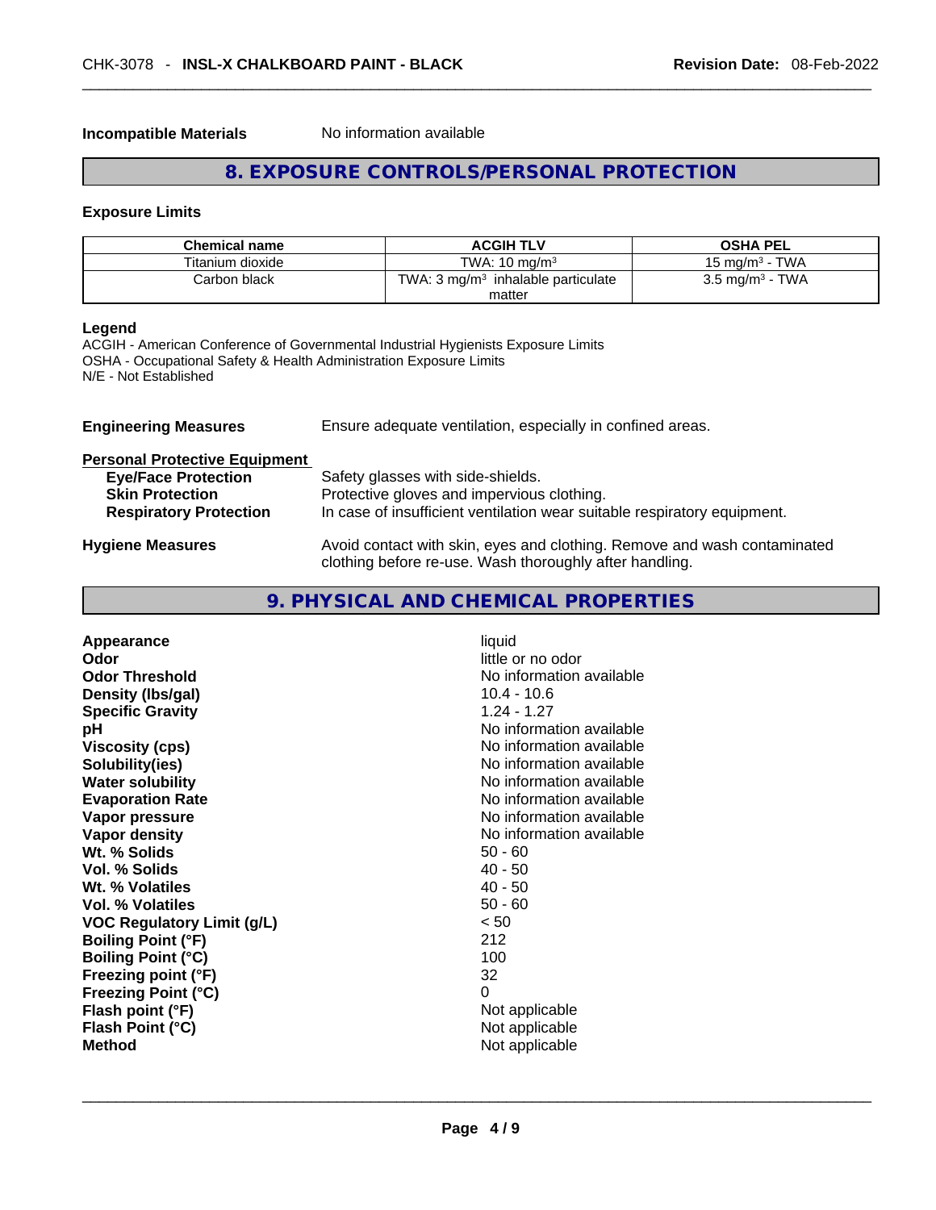**Incompatible Materials** No information available

## 8. EXPOSURE CONTROLS/PERSONAL PROTECTION

### Exposure Limits

| Chemical name | ACGIH TLV | OSHA PEL |
|---|---|---|
| Titanium dioxide | TWA: 10 mg/m³ | 15 mg/m³ - TWA |
| Carbon black | TWA: 3 mg/m³ inhalable particulate matter | 3.5 mg/m³ - TWA |

**Legend**
ACGIH - American Conference of Governmental Industrial Hygienists Exposure Limits
OSHA - Occupational Safety & Health Administration Exposure Limits
N/E - Not Established

**Engineering Measures** Ensure adequate ventilation, especially in confined areas.

**Personal Protective Equipment**

- **Eye/Face Protection** Safety glasses with side-shields.
- **Skin Protection** Protective gloves and impervious clothing.
- **Respiratory Protection** In case of insufficient ventilation wear suitable respiratory equipment.

**Hygiene Measures** Avoid contact with skin, eyes and clothing. Remove and wash contaminated clothing before re-use. Wash thoroughly after handling.

## 9. PHYSICAL AND CHEMICAL PROPERTIES

| | |
|---|---|
| **Appearance** | liquid |
| **Odor** | little or no odor |
| **Odor Threshold** | No information available |
| **Density (lbs/gal)** | 10.4 - 10.6 |
| **Specific Gravity** | 1.24 - 1.27 |
| **pH** | No information available |
| **Viscosity (cps)** | No information available |
| **Solubility(ies)** | No information available |
| **Water solubility** | No information available |
| **Evaporation Rate** | No information available |
| **Vapor pressure** | No information available |
| **Vapor density** | No information available |
| **Wt. % Solids** | 50 - 60 |
| **Vol. % Solids** | 40 - 50 |
| **Wt. % Volatiles** | 40 - 50 |
| **Vol. % Volatiles** | 50 - 60 |
| **VOC Regulatory Limit (g/L)** | < 50 |
| **Boiling Point (°F)** | 212 |
| **Boiling Point (°C)** | 100 |
| **Freezing point (°F)** | 32 |
| **Freezing Point (°C)** | 0 |
| **Flash point (°F)** | Not applicable |
| **Flash Point (°C)** | Not applicable |
| **Method** | Not applicable |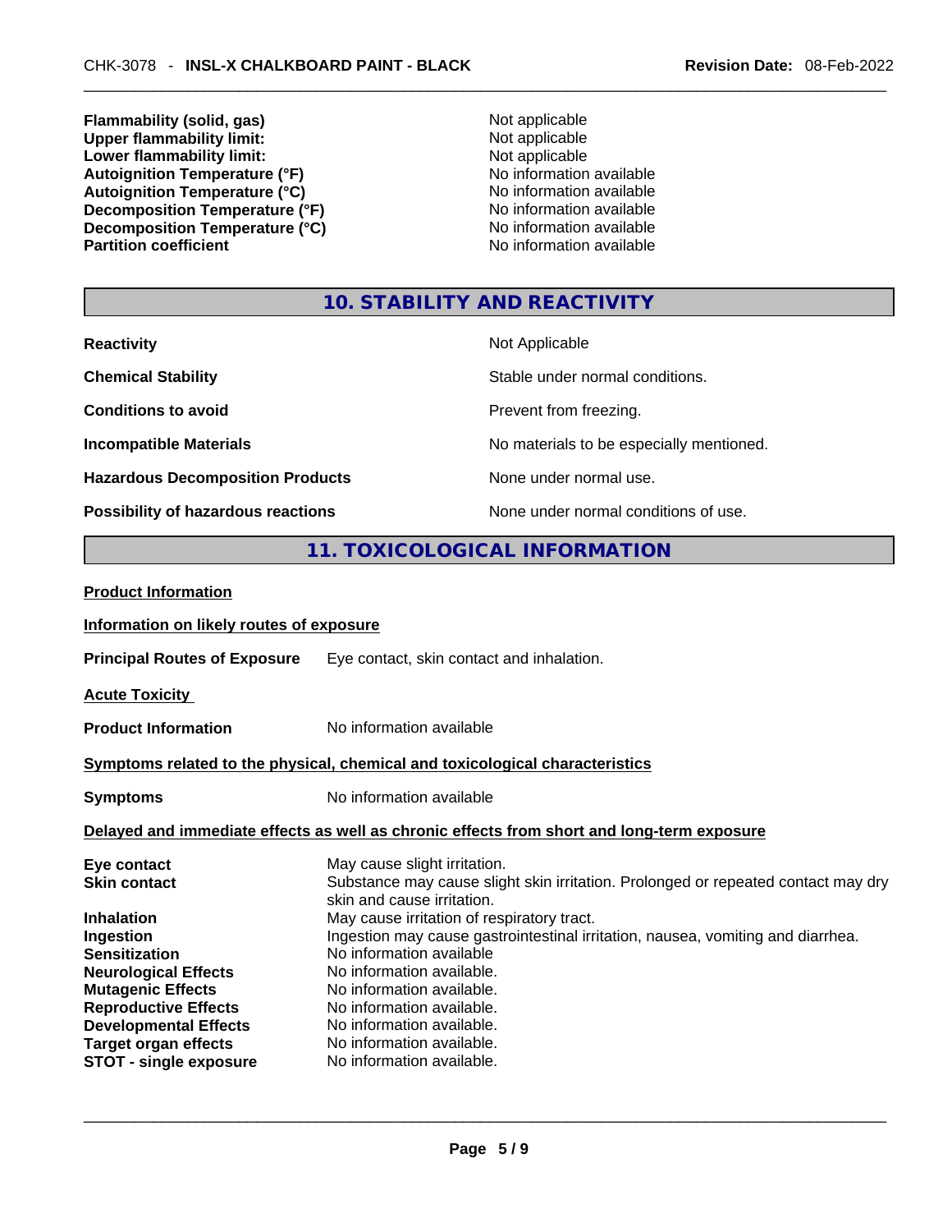| | |
|---|---|
| **Flammability (solid, gas)** | Not applicable |
| **Upper flammability limit:** | Not applicable |
| **Lower flammability limit:** | Not applicable |
| **Autoignition Temperature (°F)** | No information available |
| **Autoignition Temperature (°C)** | No information available |
| **Decomposition Temperature (°F)** | No information available |
| **Decomposition Temperature (°C)** | No information available |
| **Partition coefficient** | No information available |

## 10. STABILITY AND REACTIVITY

| | |
|---|---|
| **Reactivity** | Not Applicable |
| **Chemical Stability** | Stable under normal conditions. |
| **Conditions to avoid** | Prevent from freezing. |
| **Incompatible Materials** | No materials to be especially mentioned. |
| **Hazardous Decomposition Products** | None under normal use. |
| **Possibility of hazardous reactions** | None under normal conditions of use. |

## 11. TOXICOLOGICAL INFORMATION

**Product Information**

**Information on likely routes of exposure**

**Principal Routes of Exposure** Eye contact, skin contact and inhalation.

**Acute Toxicity**

**Product Information** No information available

**Symptoms related to the physical, chemical and toxicological characteristics**

**Symptoms** No information available

**Delayed and immediate effects as well as chronic effects from short and long-term exposure**

| | |
|---|---|
| **Eye contact** | May cause slight irritation. |
| **Skin contact** | Substance may cause slight skin irritation. Prolonged or repeated contact may dry skin and cause irritation. |
| **Inhalation** | May cause irritation of respiratory tract. |
| **Ingestion** | Ingestion may cause gastrointestinal irritation, nausea, vomiting and diarrhea. |
| **Sensitization** | No information available |
| **Neurological Effects** | No information available. |
| **Mutagenic Effects** | No information available. |
| **Reproductive Effects** | No information available. |
| **Developmental Effects** | No information available. |
| **Target organ effects** | No information available. |
| **STOT - single exposure** | No information available. |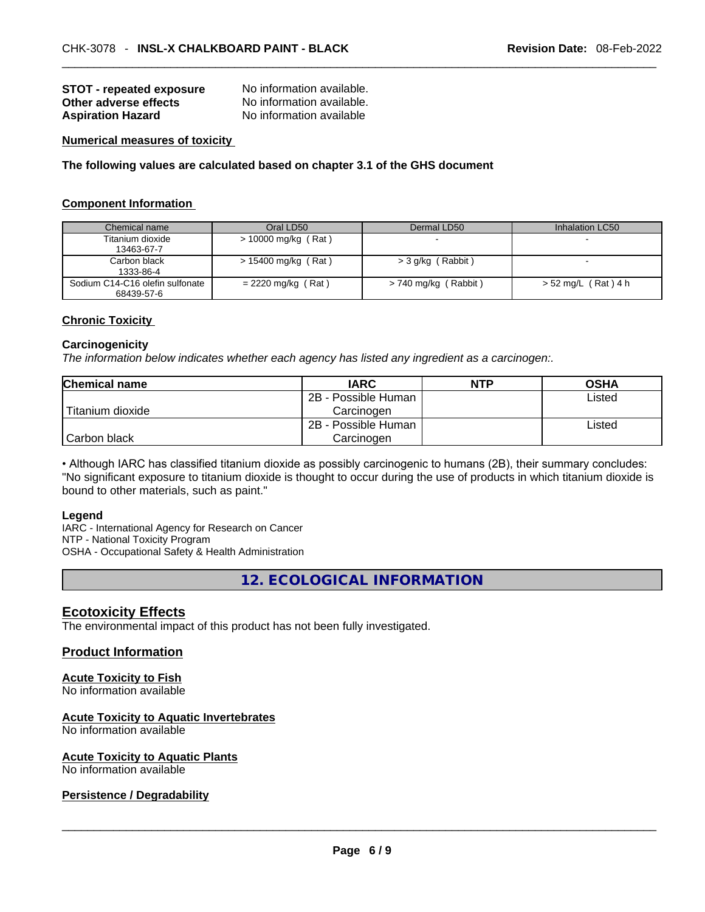**STOT - repeated exposure** No information available.
**Other adverse effects** No information available.
**Aspiration Hazard** No information available

**Numerical measures of toxicity**

**The following values are calculated based on chapter 3.1 of the GHS document**

**Component Information**

| Chemical name | Oral LD50 | Dermal LD50 | Inhalation LC50 |
|---|---|---|---|
| Titanium dioxide 13463-67-7 | > 10000 mg/kg ( Rat ) | - | - |
| Carbon black 1333-86-4 | > 15400 mg/kg ( Rat ) | > 3 g/kg ( Rabbit ) | - |
| Sodium C14-C16 olefin sulfonate 68439-57-6 | = 2220 mg/kg ( Rat ) | > 740 mg/kg ( Rabbit ) | > 52 mg/L ( Rat ) 4 h |

**Chronic Toxicity**

**Carcinogenicity**
*The information below indicates whether each agency has listed any ingredient as a carcinogen:.*

| Chemical name | IARC | NTP | OSHA |
|---|---|---|---|
| Titanium dioxide | 2B - Possible Human Carcinogen | | Listed |
| Carbon black | 2B - Possible Human Carcinogen | | Listed |

• Although IARC has classified titanium dioxide as possibly carcinogenic to humans (2B), their summary concludes: "No significant exposure to titanium dioxide is thought to occur during the use of products in which titanium dioxide is bound to other materials, such as paint."

**Legend**
IARC - International Agency for Research on Cancer
NTP - National Toxicity Program
OSHA - Occupational Safety & Health Administration

## 12. ECOLOGICAL INFORMATION

### Ecotoxicity Effects
The environmental impact of this product has not been fully investigated.

### Product Information

**Acute Toxicity to Fish**
No information available

**Acute Toxicity to Aquatic Invertebrates**
No information available

**Acute Toxicity to Aquatic Plants**
No information available

**Persistence / Degradability**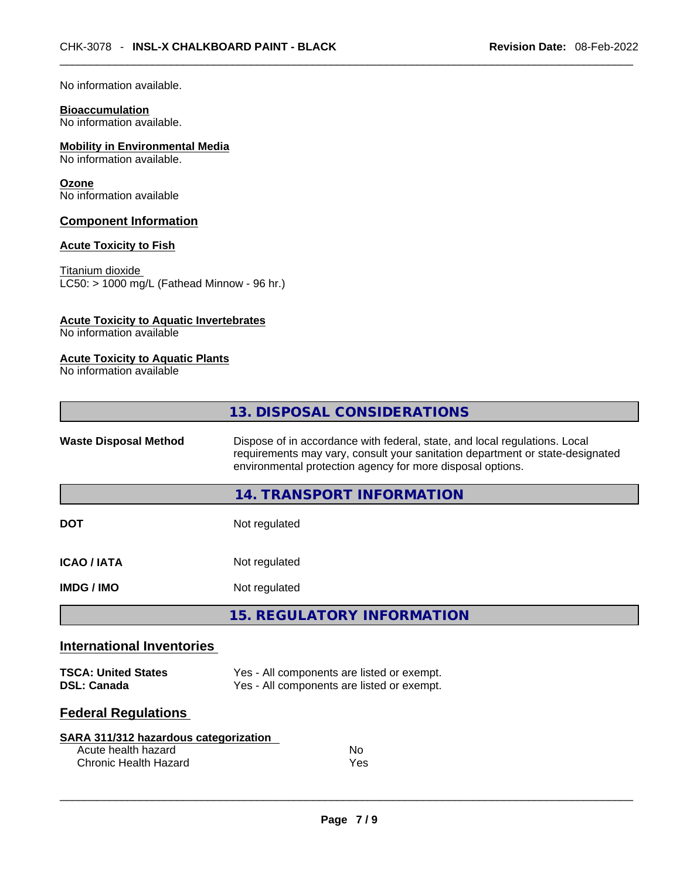No information available.

**Bioaccumulation**
No information available.

**Mobility in Environmental Media**
No information available.

**Ozone**
No information available

### Component Information

**Acute Toxicity to Fish**

Titanium dioxide
LC50: > 1000 mg/L (Fathead Minnow - 96 hr.)

**Acute Toxicity to Aquatic Invertebrates**
No information available

**Acute Toxicity to Aquatic Plants**
No information available

## 13. DISPOSAL CONSIDERATIONS

| | |
|---|---|
| **Waste Disposal Method** | Dispose of in accordance with federal, state, and local regulations. Local requirements may vary, consult your sanitation department or state-designated environmental protection agency for more disposal options. |

## 14. TRANSPORT INFORMATION

| | |
|---|---|
| **DOT** | Not regulated |
| **ICAO / IATA** | Not regulated |
| **IMDG / IMO** | Not regulated |

## 15. REGULATORY INFORMATION

### International Inventories

| | |
|---|---|
| **TSCA: United States** | Yes - All components are listed or exempt. |
| **DSL: Canada** | Yes - All components are listed or exempt. |

### Federal Regulations

**SARA 311/312 hazardous categorization**

| | |
|---|---|
| Acute health hazard | No |
| Chronic Health Hazard | Yes |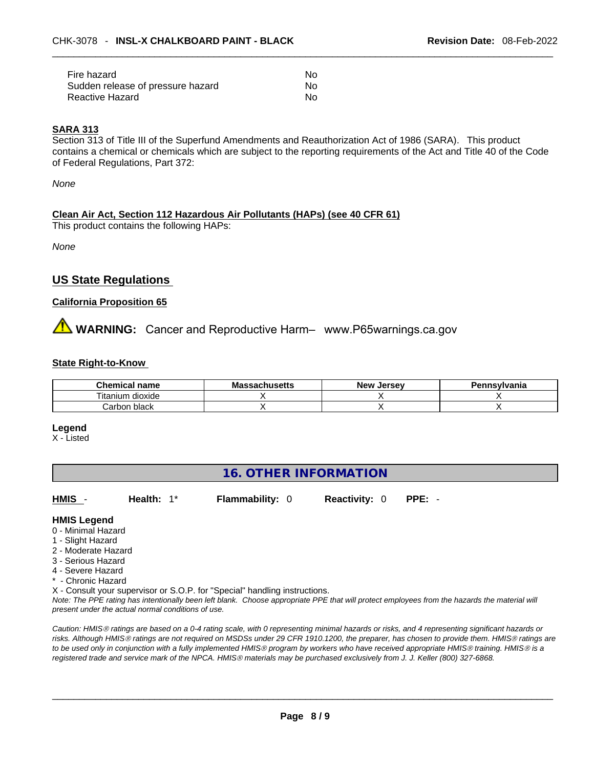| | |
|---|---|
| Fire hazard | No |
| Sudden release of pressure hazard | No |
| Reactive Hazard | No |

**SARA 313**

Section 313 of Title III of the Superfund Amendments and Reauthorization Act of 1986 (SARA). This product contains a chemical or chemicals which are subject to the reporting requirements of the Act and Title 40 of the Code of Federal Regulations, Part 372:

*None*

**Clean Air Act, Section 112 Hazardous Air Pollutants (HAPs) (see 40 CFR 61)**

This product contains the following HAPs:

*None*

## US State Regulations

**California Proposition 65**

⚠ **WARNING:** Cancer and Reproductive Harm– www.P65warnings.ca.gov

**State Right-to-Know**

| Chemical name | Massachusetts | New Jersey | Pennsylvania |
|---|---|---|---|
| Titanium dioxide | X | X | X |
| Carbon black | X | X | X |

**Legend**

X - Listed

## 16. OTHER INFORMATION

**HMIS** - **Health:** 1* **Flammability:** 0 **Reactivity:** 0 **PPE:** -

**HMIS Legend**

0 - Minimal Hazard
1 - Slight Hazard
2 - Moderate Hazard
3 - Serious Hazard
4 - Severe Hazard
* - Chronic Hazard
X - Consult your supervisor or S.O.P. for "Special" handling instructions.

*Note: The PPE rating has intentionally been left blank. Choose appropriate PPE that will protect employees from the hazards the material will present under the actual normal conditions of use.*

*Caution: HMIS® ratings are based on a 0-4 rating scale, with 0 representing minimal hazards or risks, and 4 representing significant hazards or risks. Although HMIS® ratings are not required on MSDSs under 29 CFR 1910.1200, the preparer, has chosen to provide them. HMIS® ratings are to be used only in conjunction with a fully implemented HMIS® program by workers who have received appropriate HMIS® training. HMIS® is a registered trade and service mark of the NPCA. HMIS® materials may be purchased exclusively from J. J. Keller (800) 327-6868.*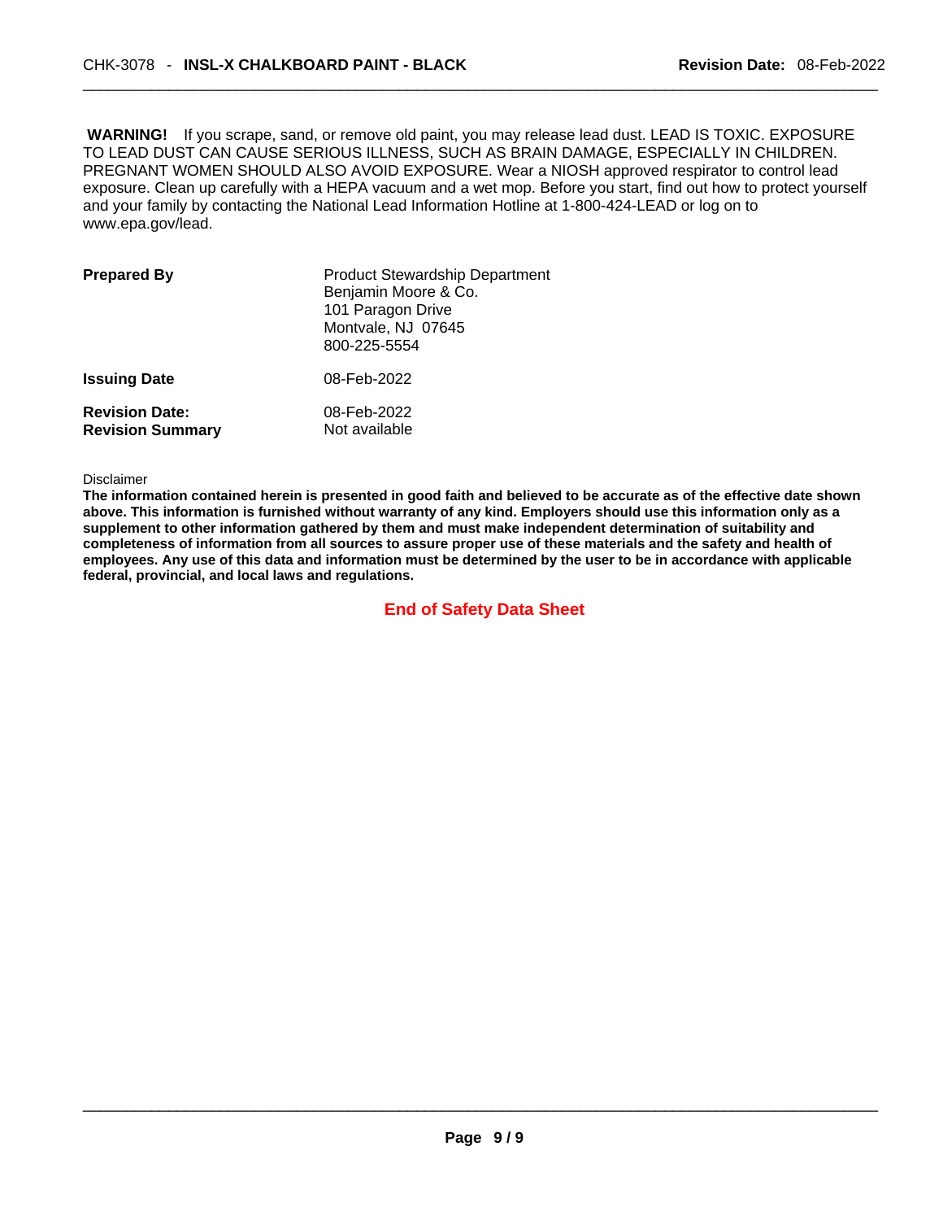**WARNING!** If you scrape, sand, or remove old paint, you may release lead dust. LEAD IS TOXIC. EXPOSURE TO LEAD DUST CAN CAUSE SERIOUS ILLNESS, SUCH AS BRAIN DAMAGE, ESPECIALLY IN CHILDREN. PREGNANT WOMEN SHOULD ALSO AVOID EXPOSURE. Wear a NIOSH approved respirator to control lead exposure. Clean up carefully with a HEPA vacuum and a wet mop. Before you start, find out how to protect yourself and your family by contacting the National Lead Information Hotline at 1-800-424-LEAD or log on to www.epa.gov/lead.

| | |
|---|---|
| **Prepared By** | Product Stewardship Department<br>Benjamin Moore & Co.<br>101 Paragon Drive<br>Montvale, NJ 07645<br>800-225-5554 |
| **Issuing Date** | 08-Feb-2022 |
| **Revision Date:** | 08-Feb-2022 |
| **Revision Summary** | Not available |

Disclaimer

**The information contained herein is presented in good faith and believed to be accurate as of the effective date shown above. This information is furnished without warranty of any kind. Employers should use this information only as a supplement to other information gathered by them and must make independent determination of suitability and completeness of information from all sources to assure proper use of these materials and the safety and health of employees. Any use of this data and information must be determined by the user to be in accordance with applicable federal, provincial, and local laws and regulations.**

**End of Safety Data Sheet**